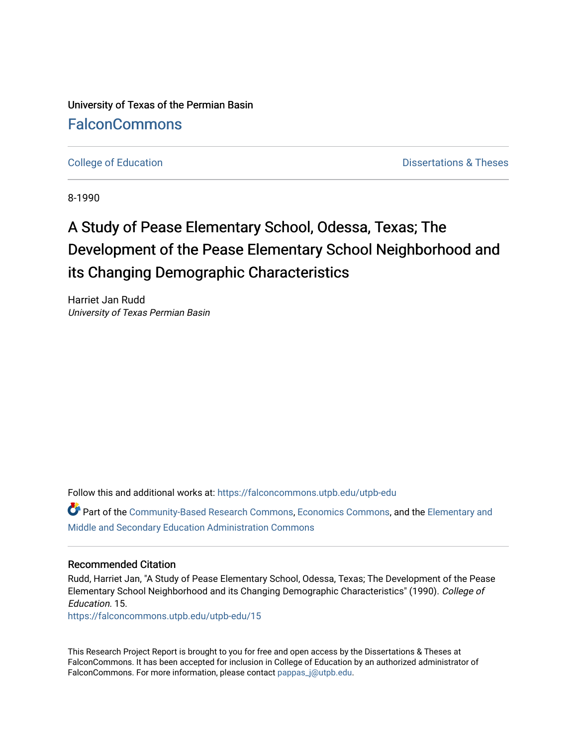University of Texas of the Permian Basin

# FalconCommons

College of Education | Dissertations & Theses

8-1990

# A Study of Pease Elementary School, Odessa, Texas; The Development of the Pease Elementary School Neighborhood and its Changing Demographic Characteristics

Harriet Jan Rudd
*University of Texas Permian Basin*

Follow this and additional works at: https://falconcommons.utpb.edu/utpb-edu

Part of the Community-Based Research Commons, Economics Commons, and the Elementary and Middle and Secondary Education Administration Commons

## Recommended Citation

Rudd, Harriet Jan, "A Study of Pease Elementary School, Odessa, Texas; The Development of the Pease Elementary School Neighborhood and its Changing Demographic Characteristics" (1990). *College of Education*. 15.
https://falconcommons.utpb.edu/utpb-edu/15

This Research Project Report is brought to you for free and open access by the Dissertations & Theses at FalconCommons. It has been accepted for inclusion in College of Education by an authorized administrator of FalconCommons. For more information, please contact pappas_j@utpb.edu.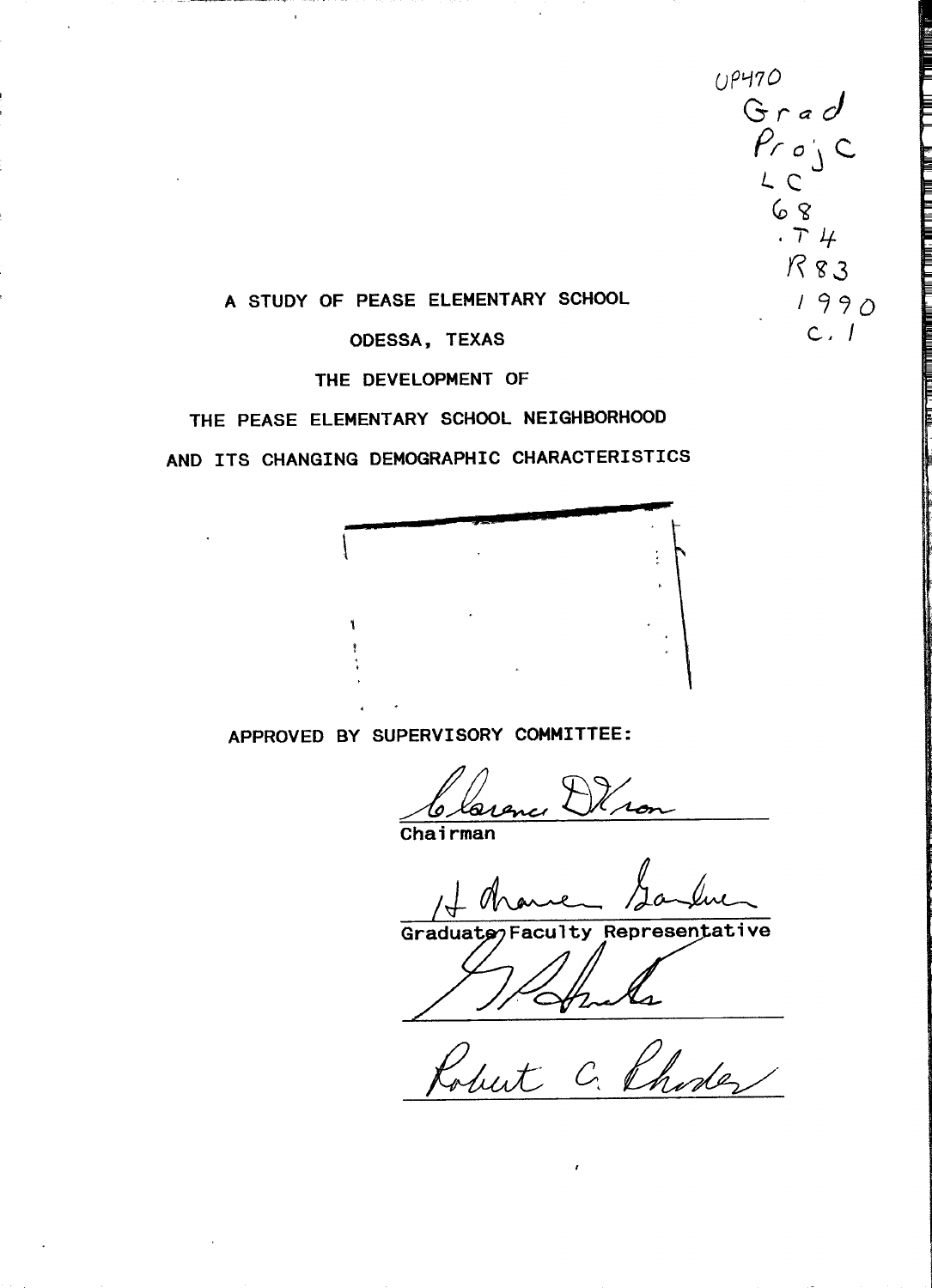UP470
Grad
Proj C
LC
68
.T4
R83
1990
c. 1

A STUDY OF PEASE ELEMENTARY SCHOOL

ODESSA, TEXAS

THE DEVELOPMENT OF

THE PEASE ELEMENTARY SCHOOL NEIGHBORHOOD

AND ITS CHANGING DEMOGRAPHIC CHARACTERISTICS

APPROVED BY SUPERVISORY COMMITTEE:

Clarence Dixon
Chairman

H. Warren Gardner
Graduate Faculty Representative

Robert C. Rhodes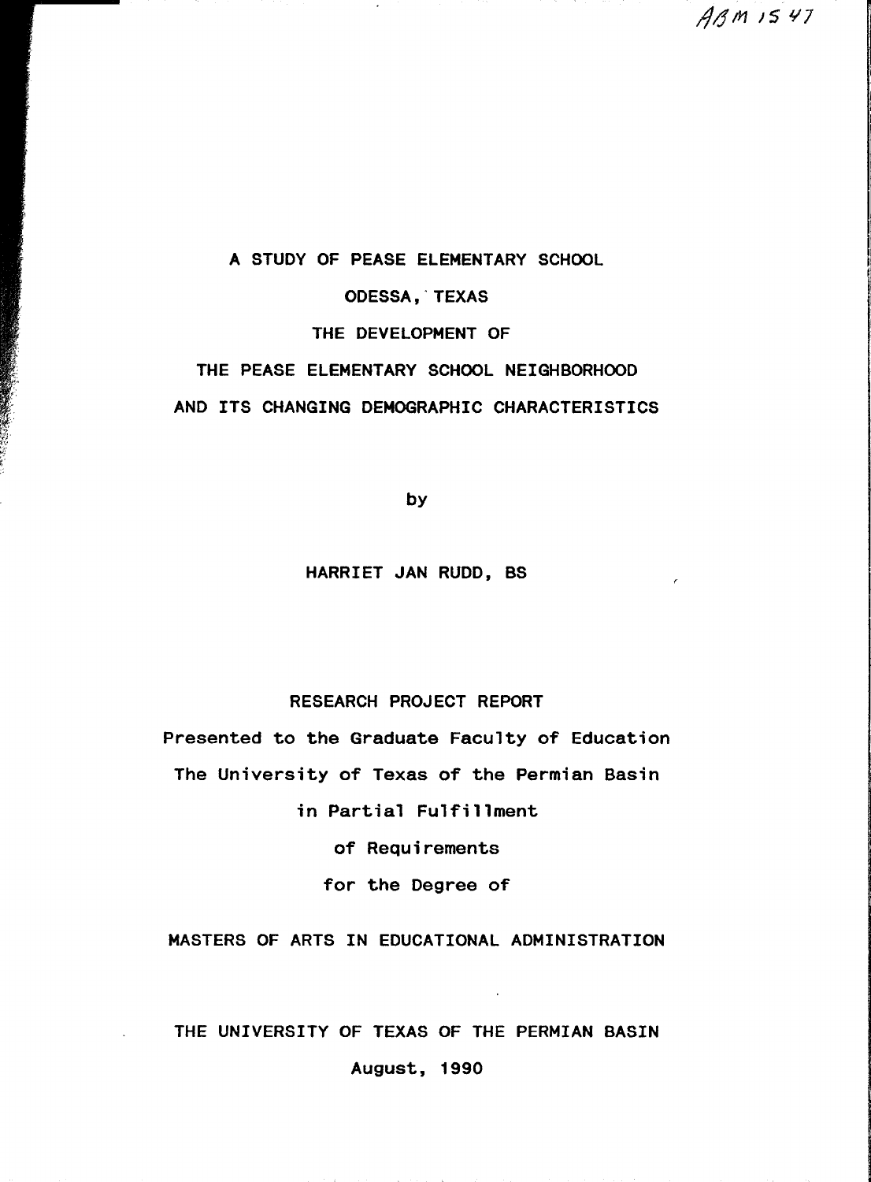ABM 1547

# A STUDY OF PEASE ELEMENTARY SCHOOL

# ODESSA, TEXAS

# THE DEVELOPMENT OF

# THE PEASE ELEMENTARY SCHOOL NEIGHBORHOOD

# AND ITS CHANGING DEMOGRAPHIC CHARACTERISTICS

by

HARRIET JAN RUDD, BS

RESEARCH PROJECT REPORT

Presented to the Graduate Faculty of Education

The University of Texas of the Permian Basin

in Partial Fulfillment

of Requirements

for the Degree of

MASTERS OF ARTS IN EDUCATIONAL ADMINISTRATION

THE UNIVERSITY OF TEXAS OF THE PERMIAN BASIN

August, 1990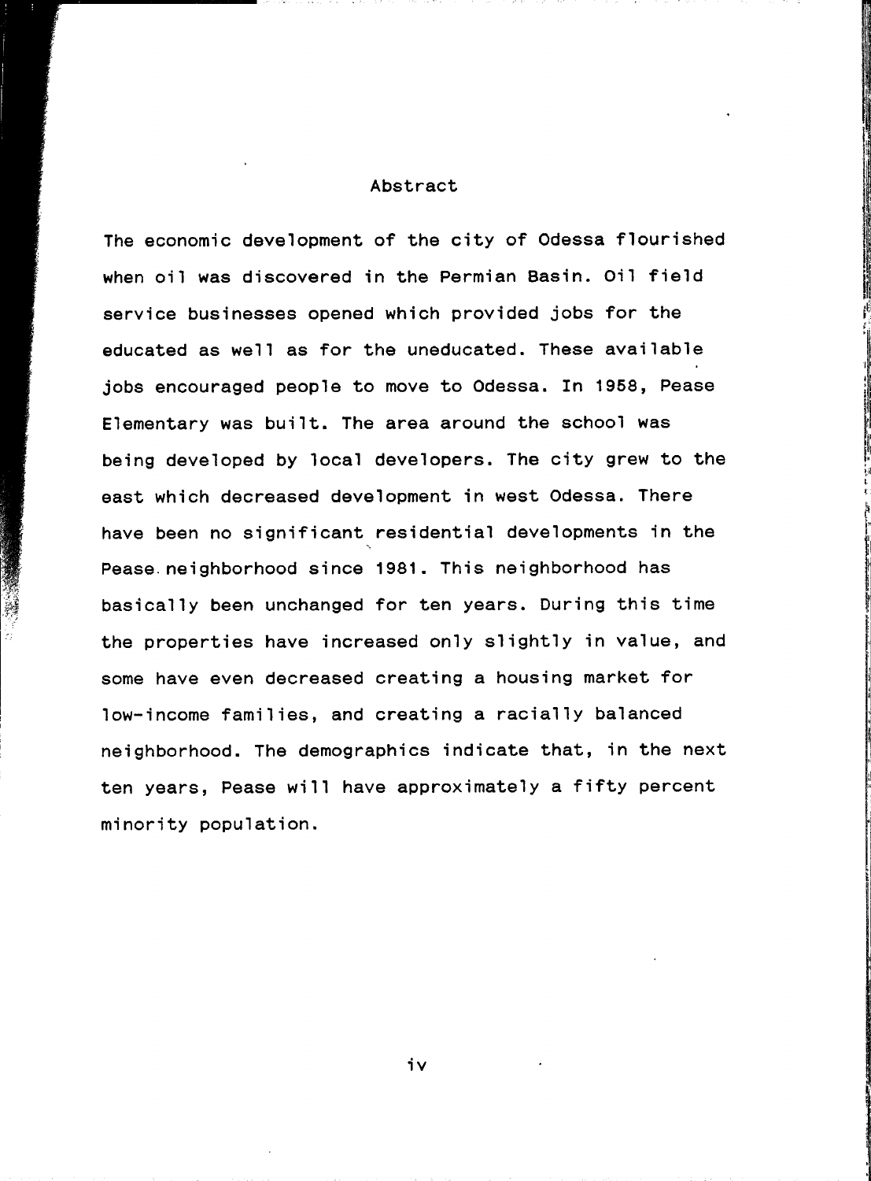# Abstract

The economic development of the city of Odessa flourished when oil was discovered in the Permian Basin. Oil field service businesses opened which provided jobs for the educated as well as for the uneducated. These available jobs encouraged people to move to Odessa. In 1958, Pease Elementary was built. The area around the school was being developed by local developers. The city grew to the east which decreased development in west Odessa. There have been no significant residential developments in the Pease neighborhood since 1981. This neighborhood has basically been unchanged for ten years. During this time the properties have increased only slightly in value, and some have even decreased creating a housing market for low-income families, and creating a racially balanced neighborhood. The demographics indicate that, in the next ten years, Pease will have approximately a fifty percent minority population.